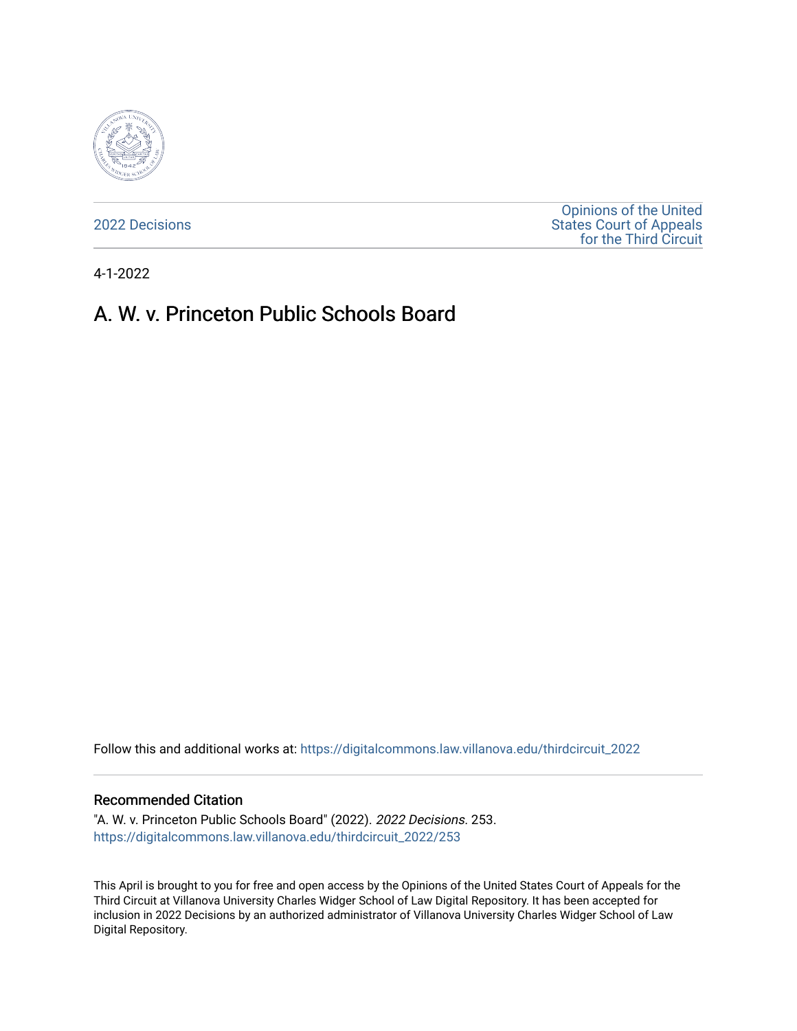2022 Decisions

Opinions of the United States Court of Appeals for the Third Circuit

4-1-2022

# A. W. v. Princeton Public Schools Board

Follow this and additional works at: https://digitalcommons.law.villanova.edu/thirdcircuit_2022

### Recommended Citation

"A. W. v. Princeton Public Schools Board" (2022). *2022 Decisions*. 253.
https://digitalcommons.law.villanova.edu/thirdcircuit_2022/253

This April is brought to you for free and open access by the Opinions of the United States Court of Appeals for the Third Circuit at Villanova University Charles Widger School of Law Digital Repository. It has been accepted for inclusion in 2022 Decisions by an authorized administrator of Villanova University Charles Widger School of Law Digital Repository.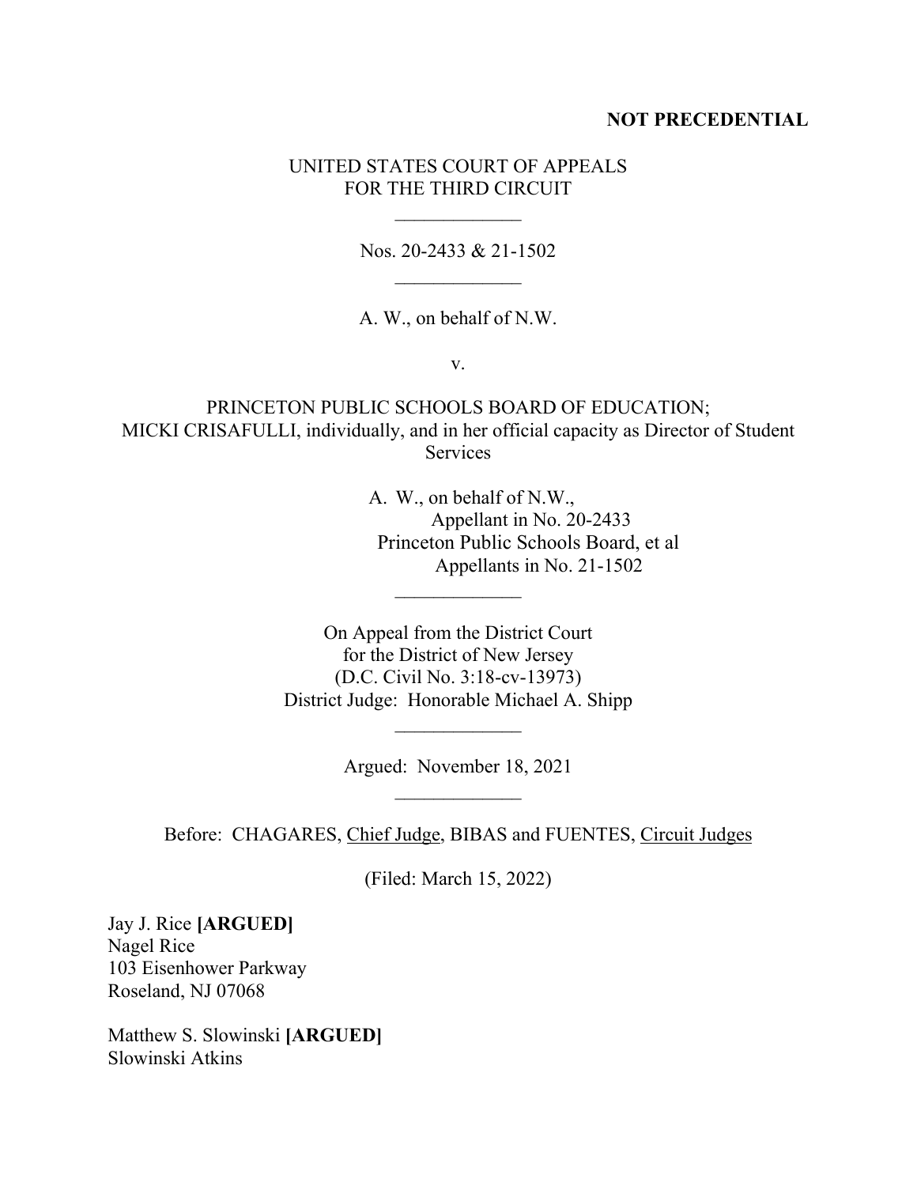**NOT PRECEDENTIAL**

UNITED STATES COURT OF APPEALS
FOR THE THIRD CIRCUIT

\_\_\_\_\_\_\_\_\_\_\_\_\_

Nos. 20-2433 & 21-1502

\_\_\_\_\_\_\_\_\_\_\_\_\_

A. W., on behalf of N.W.

v.

PRINCETON PUBLIC SCHOOLS BOARD OF EDUCATION;
MICKI CRISAFULLI, individually, and in her official capacity as Director of Student Services

A. W., on behalf of N.W.,
Appellant in No. 20-2433
Princeton Public Schools Board, et al
Appellants in No. 21-1502

\_\_\_\_\_\_\_\_\_\_\_\_\_

On Appeal from the District Court
for the District of New Jersey
(D.C. Civil No. 3:18-cv-13973)
District Judge: Honorable Michael A. Shipp

\_\_\_\_\_\_\_\_\_\_\_\_\_

Argued: November 18, 2021

\_\_\_\_\_\_\_\_\_\_\_\_\_

Before: CHAGARES, Chief Judge, BIBAS and FUENTES, Circuit Judges

(Filed: March 15, 2022)

Jay J. Rice **[ARGUED]**
Nagel Rice
103 Eisenhower Parkway
Roseland, NJ 07068

Matthew S. Slowinski **[ARGUED]**
Slowinski Atkins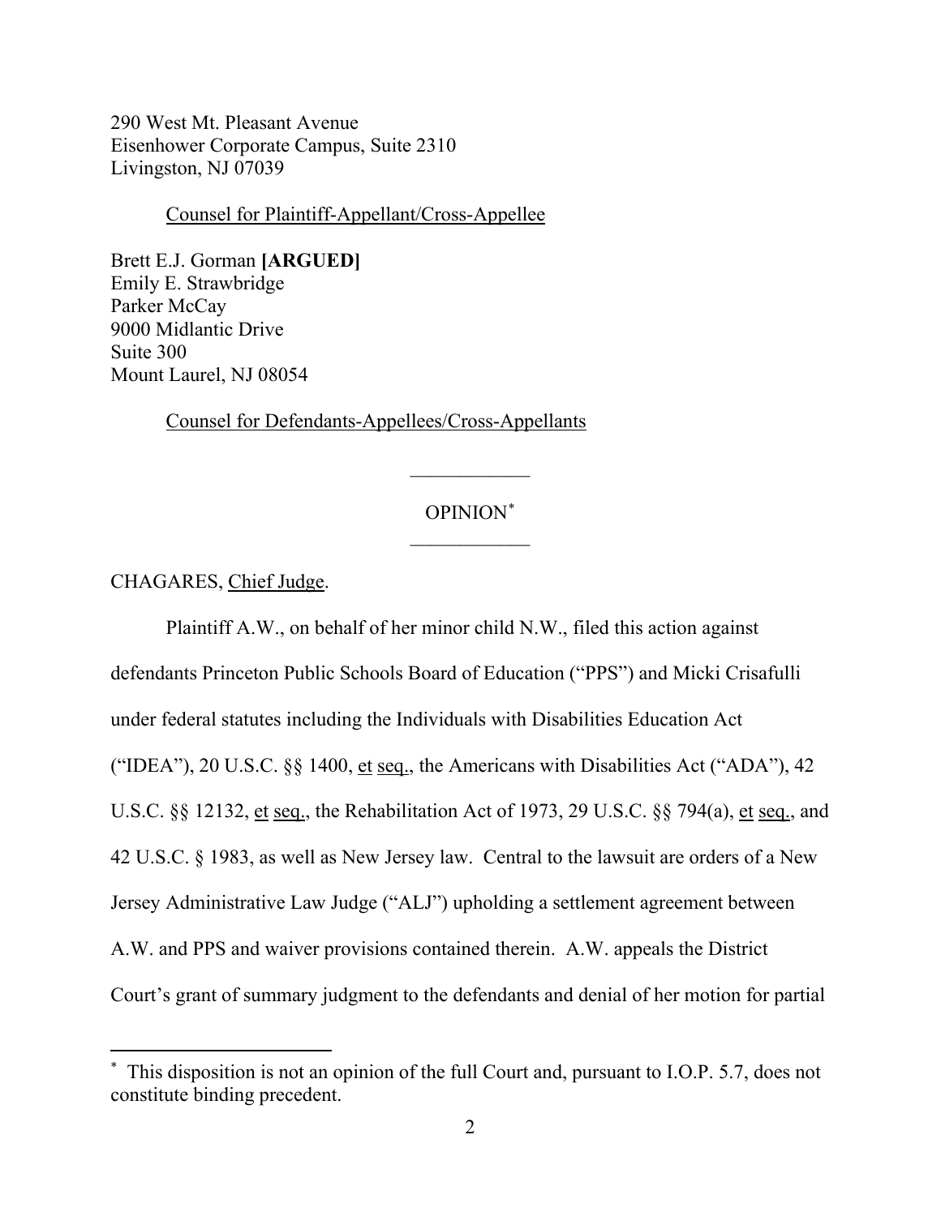290 West Mt. Pleasant Avenue
Eisenhower Corporate Campus, Suite 2310
Livingston, NJ 07039

Counsel for Plaintiff-Appellant/Cross-Appellee

Brett E.J. Gorman **[ARGUED]**
Emily E. Strawbridge
Parker McCay
9000 Midlantic Drive
Suite 300
Mount Laurel, NJ 08054

Counsel for Defendants-Appellees/Cross-Appellants

---

OPINION[*]

---

CHAGARES, Chief Judge.

Plaintiff A.W., on behalf of her minor child N.W., filed this action against defendants Princeton Public Schools Board of Education ("PPS") and Micki Crisafulli under federal statutes including the Individuals with Disabilities Education Act ("IDEA"), 20 U.S.C. §§ 1400, et seq., the Americans with Disabilities Act ("ADA"), 42 U.S.C. §§ 12132, et seq., the Rehabilitation Act of 1973, 29 U.S.C. §§ 794(a), et seq., and 42 U.S.C. § 1983, as well as New Jersey law. Central to the lawsuit are orders of a New Jersey Administrative Law Judge ("ALJ") upholding a settlement agreement between A.W. and PPS and waiver provisions contained therein. A.W. appeals the District Court's grant of summary judgment to the defendants and denial of her motion for partial

[*] This disposition is not an opinion of the full Court and, pursuant to I.O.P. 5.7, does not constitute binding precedent.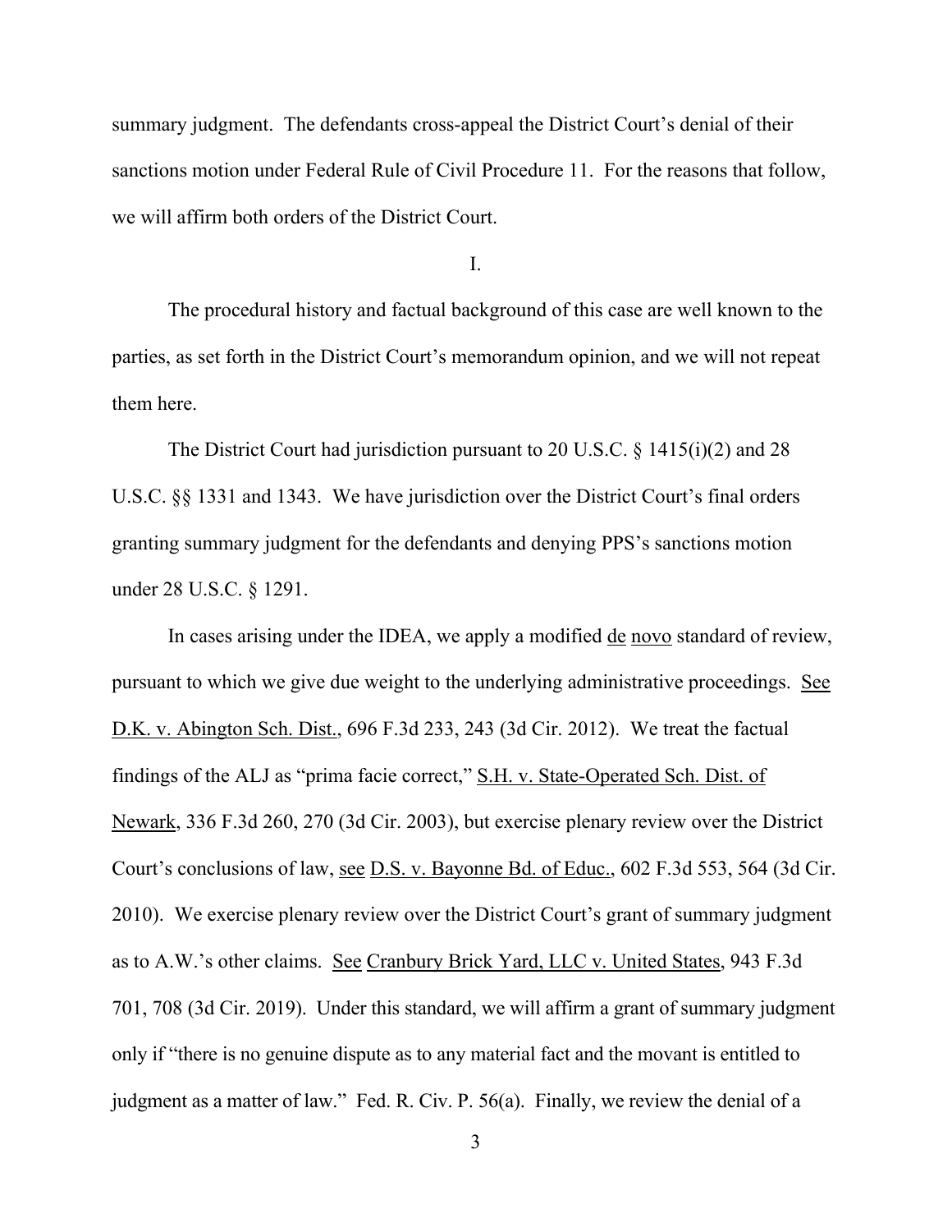summary judgment. The defendants cross-appeal the District Court's denial of their sanctions motion under Federal Rule of Civil Procedure 11. For the reasons that follow, we will affirm both orders of the District Court.

I.

The procedural history and factual background of this case are well known to the parties, as set forth in the District Court's memorandum opinion, and we will not repeat them here.

The District Court had jurisdiction pursuant to 20 U.S.C. § 1415(i)(2) and 28 U.S.C. §§ 1331 and 1343. We have jurisdiction over the District Court's final orders granting summary judgment for the defendants and denying PPS's sanctions motion under 28 U.S.C. § 1291.

In cases arising under the IDEA, we apply a modified de novo standard of review, pursuant to which we give due weight to the underlying administrative proceedings. See D.K. v. Abington Sch. Dist., 696 F.3d 233, 243 (3d Cir. 2012). We treat the factual findings of the ALJ as "prima facie correct," S.H. v. State-Operated Sch. Dist. of Newark, 336 F.3d 260, 270 (3d Cir. 2003), but exercise plenary review over the District Court's conclusions of law, see D.S. v. Bayonne Bd. of Educ., 602 F.3d 553, 564 (3d Cir. 2010). We exercise plenary review over the District Court's grant of summary judgment as to A.W.'s other claims. See Cranbury Brick Yard, LLC v. United States, 943 F.3d 701, 708 (3d Cir. 2019). Under this standard, we will affirm a grant of summary judgment only if "there is no genuine dispute as to any material fact and the movant is entitled to judgment as a matter of law." Fed. R. Civ. P. 56(a). Finally, we review the denial of a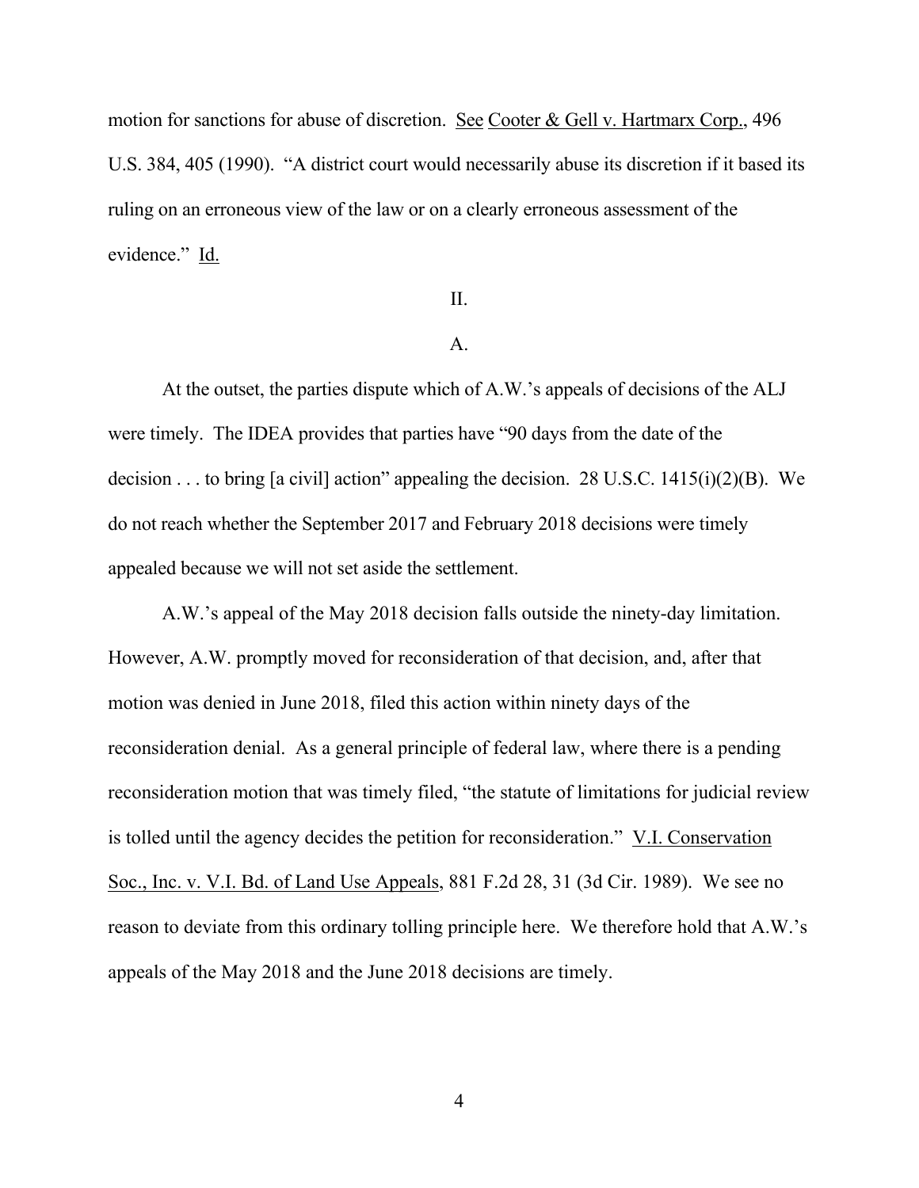motion for sanctions for abuse of discretion. See Cooter & Gell v. Hartmarx Corp., 496 U.S. 384, 405 (1990). "A district court would necessarily abuse its discretion if it based its ruling on an erroneous view of the law or on a clearly erroneous assessment of the evidence." Id.

## II.

### A.

At the outset, the parties dispute which of A.W.'s appeals of decisions of the ALJ were timely. The IDEA provides that parties have "90 days from the date of the decision . . . to bring [a civil] action" appealing the decision. 28 U.S.C. 1415(i)(2)(B). We do not reach whether the September 2017 and February 2018 decisions were timely appealed because we will not set aside the settlement.

A.W.'s appeal of the May 2018 decision falls outside the ninety-day limitation. However, A.W. promptly moved for reconsideration of that decision, and, after that motion was denied in June 2018, filed this action within ninety days of the reconsideration denial. As a general principle of federal law, where there is a pending reconsideration motion that was timely filed, "the statute of limitations for judicial review is tolled until the agency decides the petition for reconsideration." V.I. Conservation Soc., Inc. v. V.I. Bd. of Land Use Appeals, 881 F.2d 28, 31 (3d Cir. 1989). We see no reason to deviate from this ordinary tolling principle here. We therefore hold that A.W.'s appeals of the May 2018 and the June 2018 decisions are timely.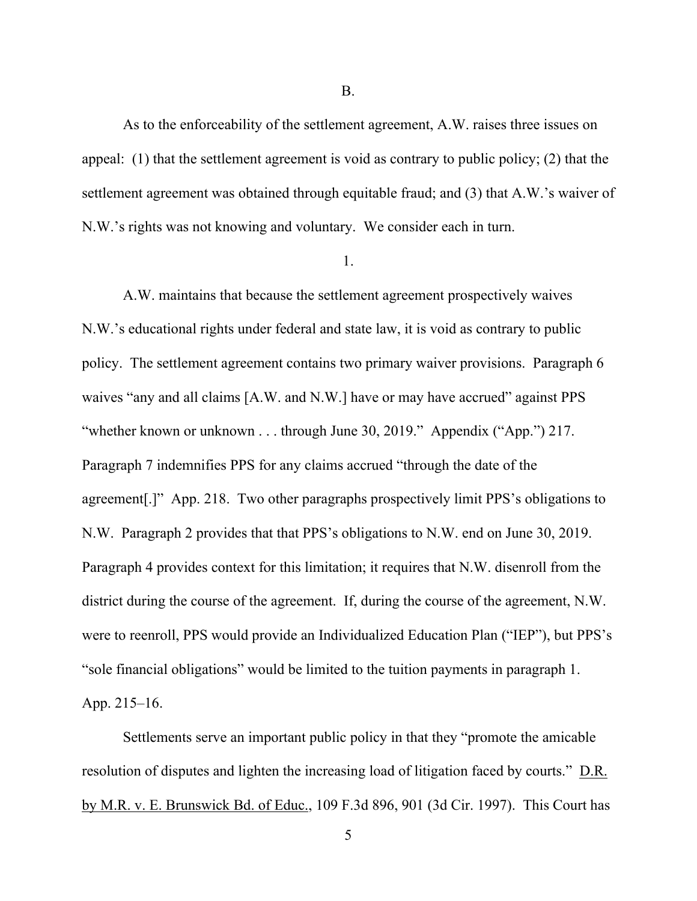B.

As to the enforceability of the settlement agreement, A.W. raises three issues on appeal: (1) that the settlement agreement is void as contrary to public policy; (2) that the settlement agreement was obtained through equitable fraud; and (3) that A.W.'s waiver of N.W.'s rights was not knowing and voluntary. We consider each in turn.

1.

A.W. maintains that because the settlement agreement prospectively waives N.W.'s educational rights under federal and state law, it is void as contrary to public policy. The settlement agreement contains two primary waiver provisions. Paragraph 6 waives "any and all claims [A.W. and N.W.] have or may have accrued" against PPS "whether known or unknown . . . through June 30, 2019." Appendix ("App.") 217. Paragraph 7 indemnifies PPS for any claims accrued "through the date of the agreement[.]" App. 218. Two other paragraphs prospectively limit PPS's obligations to N.W. Paragraph 2 provides that that PPS's obligations to N.W. end on June 30, 2019. Paragraph 4 provides context for this limitation; it requires that N.W. disenroll from the district during the course of the agreement. If, during the course of the agreement, N.W. were to reenroll, PPS would provide an Individualized Education Plan ("IEP"), but PPS's "sole financial obligations" would be limited to the tuition payments in paragraph 1. App. 215–16.

Settlements serve an important public policy in that they "promote the amicable resolution of disputes and lighten the increasing load of litigation faced by courts." <u>D.R. by M.R. v. E. Brunswick Bd. of Educ.</u>, 109 F.3d 896, 901 (3d Cir. 1997). This Court has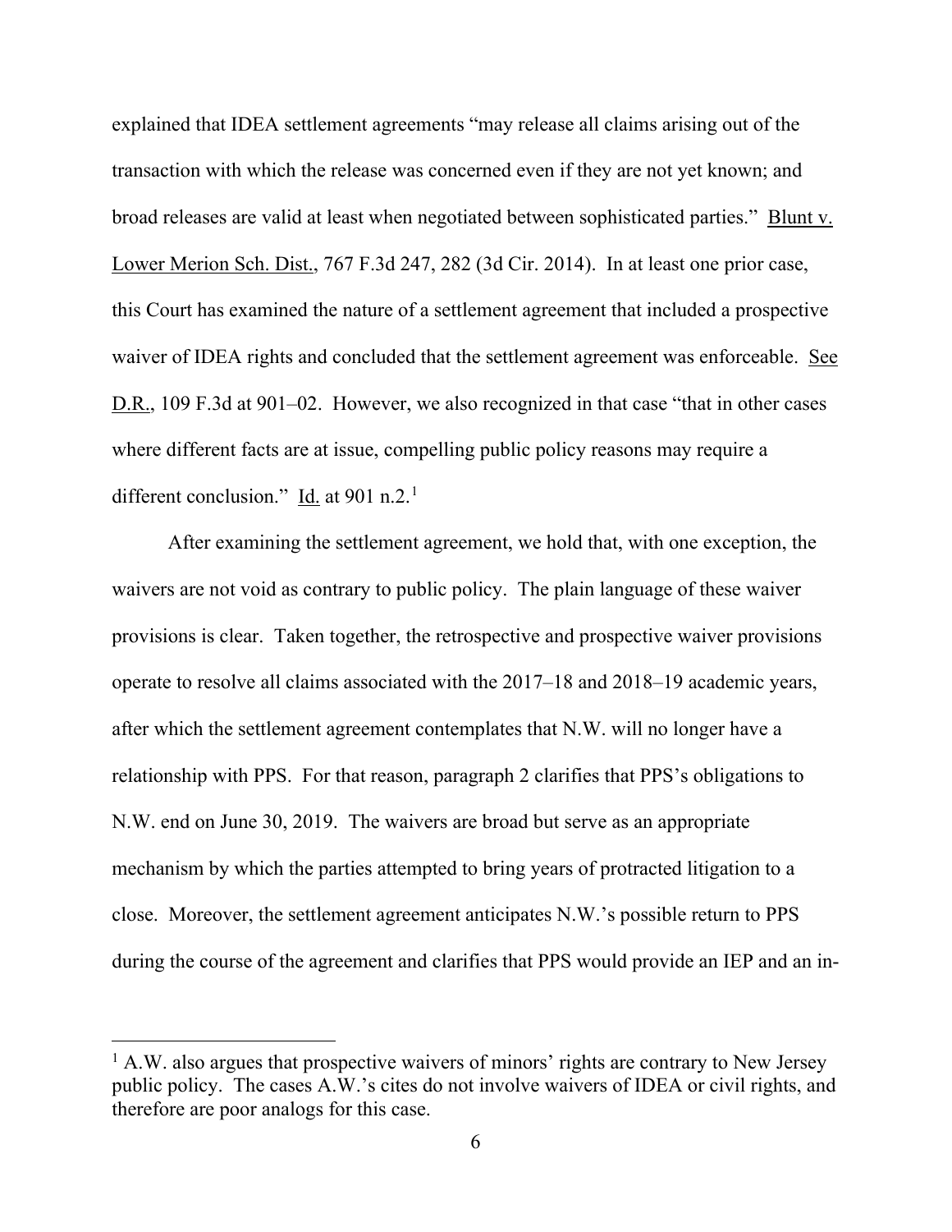explained that IDEA settlement agreements "may release all claims arising out of the transaction with which the release was concerned even if they are not yet known; and broad releases are valid at least when negotiated between sophisticated parties." Blunt v. Lower Merion Sch. Dist., 767 F.3d 247, 282 (3d Cir. 2014). In at least one prior case, this Court has examined the nature of a settlement agreement that included a prospective waiver of IDEA rights and concluded that the settlement agreement was enforceable. See D.R., 109 F.3d at 901–02. However, we also recognized in that case "that in other cases where different facts are at issue, compelling public policy reasons may require a different conclusion." Id. at 901 n.2.[1]

After examining the settlement agreement, we hold that, with one exception, the waivers are not void as contrary to public policy. The plain language of these waiver provisions is clear. Taken together, the retrospective and prospective waiver provisions operate to resolve all claims associated with the 2017–18 and 2018–19 academic years, after which the settlement agreement contemplates that N.W. will no longer have a relationship with PPS. For that reason, paragraph 2 clarifies that PPS's obligations to N.W. end on June 30, 2019. The waivers are broad but serve as an appropriate mechanism by which the parties attempted to bring years of protracted litigation to a close. Moreover, the settlement agreement anticipates N.W.'s possible return to PPS during the course of the agreement and clarifies that PPS would provide an IEP and an in-

[1] A.W. also argues that prospective waivers of minors' rights are contrary to New Jersey public policy. The cases A.W.'s cites do not involve waivers of IDEA or civil rights, and therefore are poor analogs for this case.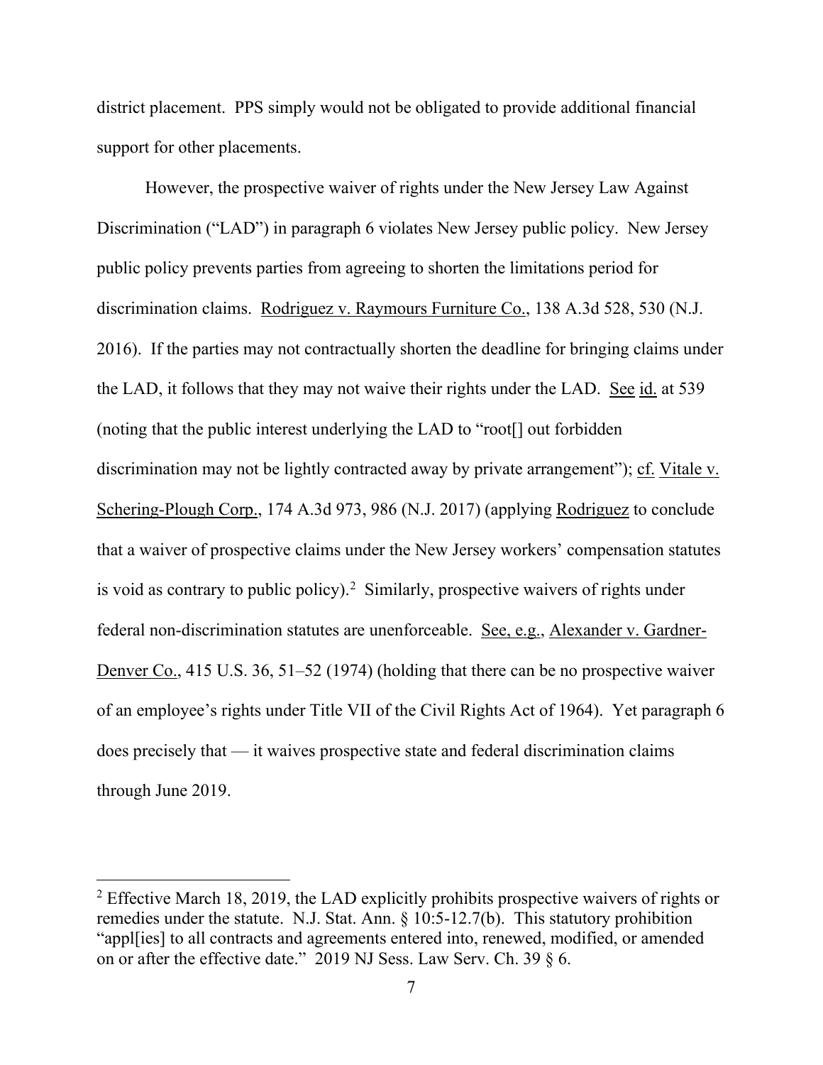district placement. PPS simply would not be obligated to provide additional financial support for other placements.

However, the prospective waiver of rights under the New Jersey Law Against Discrimination ("LAD") in paragraph 6 violates New Jersey public policy. New Jersey public policy prevents parties from agreeing to shorten the limitations period for discrimination claims. Rodriguez v. Raymours Furniture Co., 138 A.3d 528, 530 (N.J. 2016). If the parties may not contractually shorten the deadline for bringing claims under the LAD, it follows that they may not waive their rights under the LAD. See id. at 539 (noting that the public interest underlying the LAD to "root[] out forbidden discrimination may not be lightly contracted away by private arrangement"); cf. Vitale v. Schering-Plough Corp., 174 A.3d 973, 986 (N.J. 2017) (applying Rodriguez to conclude that a waiver of prospective claims under the New Jersey workers' compensation statutes is void as contrary to public policy).[2] Similarly, prospective waivers of rights under federal non-discrimination statutes are unenforceable. See, e.g., Alexander v. Gardner-Denver Co., 415 U.S. 36, 51–52 (1974) (holding that there can be no prospective waiver of an employee's rights under Title VII of the Civil Rights Act of 1964). Yet paragraph 6 does precisely that — it waives prospective state and federal discrimination claims through June 2019.

[2] Effective March 18, 2019, the LAD explicitly prohibits prospective waivers of rights or remedies under the statute. N.J. Stat. Ann. § 10:5-12.7(b). This statutory prohibition "appl[ies] to all contracts and agreements entered into, renewed, modified, or amended on or after the effective date." 2019 NJ Sess. Law Serv. Ch. 39 § 6.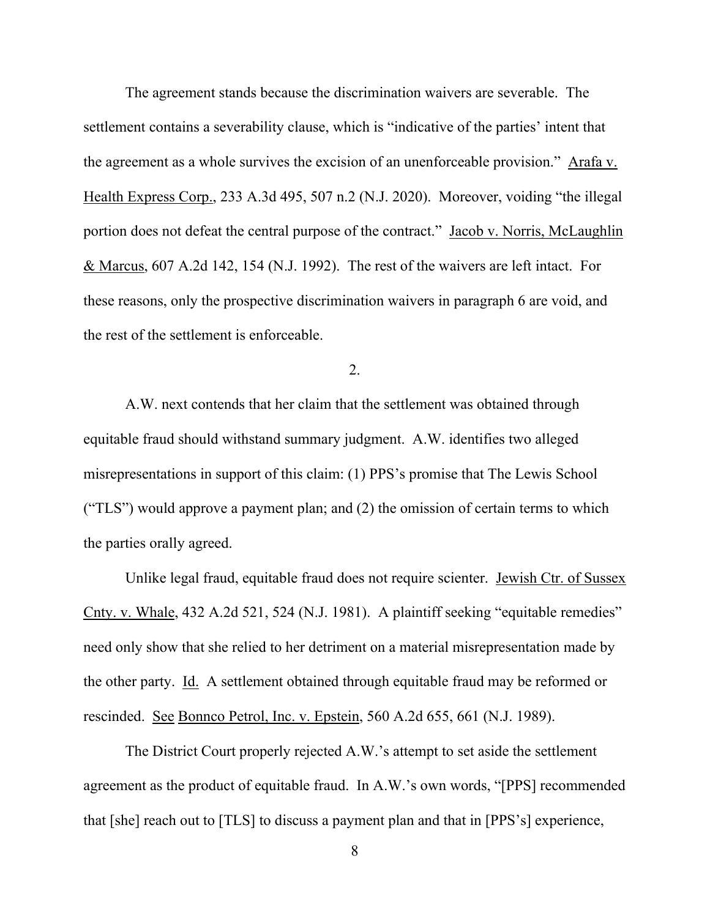The agreement stands because the discrimination waivers are severable. The settlement contains a severability clause, which is "indicative of the parties' intent that the agreement as a whole survives the excision of an unenforceable provision." Arafa v. Health Express Corp., 233 A.3d 495, 507 n.2 (N.J. 2020). Moreover, voiding "the illegal portion does not defeat the central purpose of the contract." Jacob v. Norris, McLaughlin & Marcus, 607 A.2d 142, 154 (N.J. 1992). The rest of the waivers are left intact. For these reasons, only the prospective discrimination waivers in paragraph 6 are void, and the rest of the settlement is enforceable.

2.

A.W. next contends that her claim that the settlement was obtained through equitable fraud should withstand summary judgment. A.W. identifies two alleged misrepresentations in support of this claim: (1) PPS's promise that The Lewis School ("TLS") would approve a payment plan; and (2) the omission of certain terms to which the parties orally agreed.

Unlike legal fraud, equitable fraud does not require scienter. Jewish Ctr. of Sussex Cnty. v. Whale, 432 A.2d 521, 524 (N.J. 1981). A plaintiff seeking "equitable remedies" need only show that she relied to her detriment on a material misrepresentation made by the other party. Id. A settlement obtained through equitable fraud may be reformed or rescinded. See Bonnco Petrol, Inc. v. Epstein, 560 A.2d 655, 661 (N.J. 1989).

The District Court properly rejected A.W.'s attempt to set aside the settlement agreement as the product of equitable fraud. In A.W.'s own words, "[PPS] recommended that [she] reach out to [TLS] to discuss a payment plan and that in [PPS's] experience,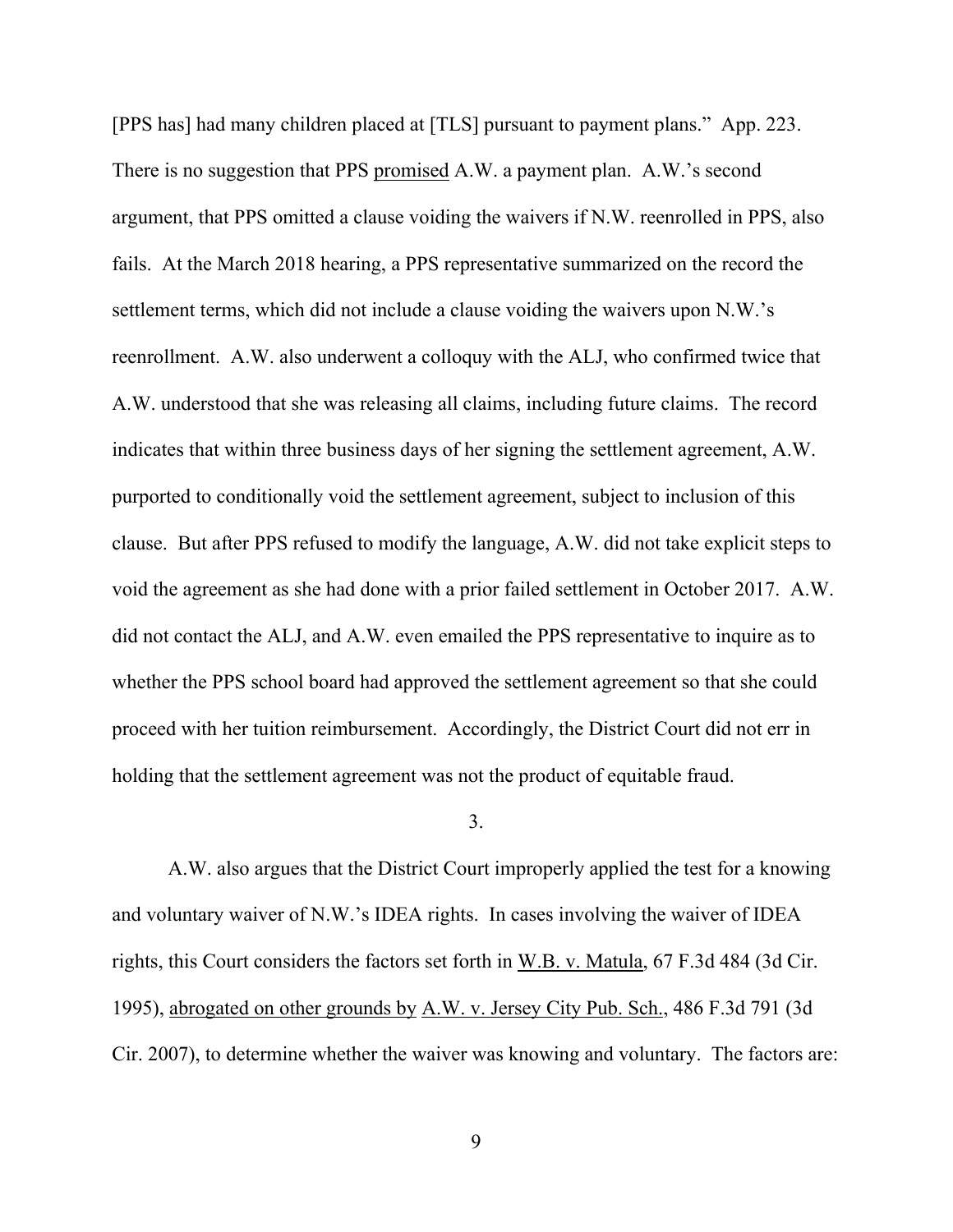[PPS has] had many children placed at [TLS] pursuant to payment plans." App. 223. There is no suggestion that PPS promised A.W. a payment plan. A.W.'s second argument, that PPS omitted a clause voiding the waivers if N.W. reenrolled in PPS, also fails. At the March 2018 hearing, a PPS representative summarized on the record the settlement terms, which did not include a clause voiding the waivers upon N.W.'s reenrollment. A.W. also underwent a colloquy with the ALJ, who confirmed twice that A.W. understood that she was releasing all claims, including future claims. The record indicates that within three business days of her signing the settlement agreement, A.W. purported to conditionally void the settlement agreement, subject to inclusion of this clause. But after PPS refused to modify the language, A.W. did not take explicit steps to void the agreement as she had done with a prior failed settlement in October 2017. A.W. did not contact the ALJ, and A.W. even emailed the PPS representative to inquire as to whether the PPS school board had approved the settlement agreement so that she could proceed with her tuition reimbursement. Accordingly, the District Court did not err in holding that the settlement agreement was not the product of equitable fraud.

3.

A.W. also argues that the District Court improperly applied the test for a knowing and voluntary waiver of N.W.'s IDEA rights. In cases involving the waiver of IDEA rights, this Court considers the factors set forth in W.B. v. Matula, 67 F.3d 484 (3d Cir. 1995), abrogated on other grounds by A.W. v. Jersey City Pub. Sch., 486 F.3d 791 (3d Cir. 2007), to determine whether the waiver was knowing and voluntary. The factors are: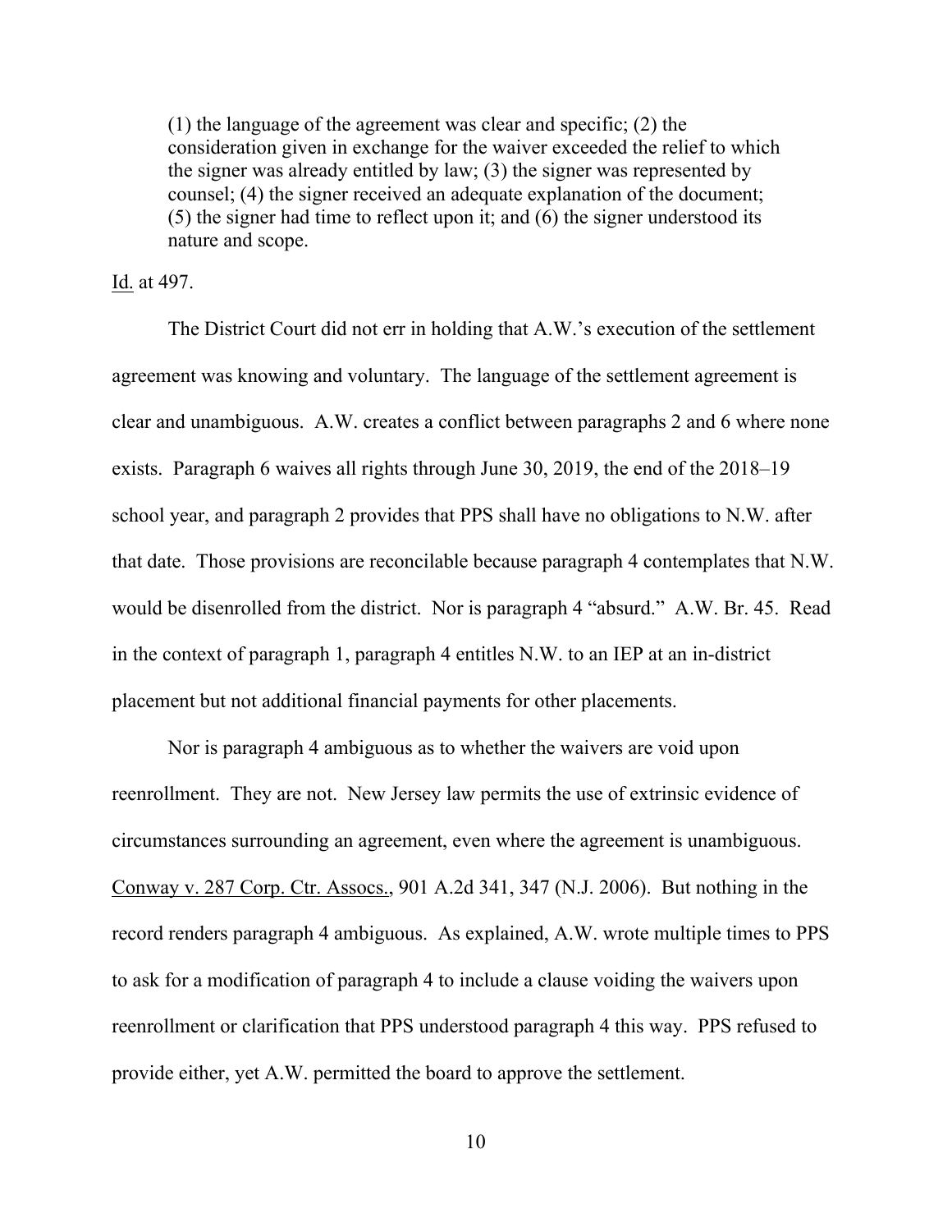> (1) the language of the agreement was clear and specific; (2) the consideration given in exchange for the waiver exceeded the relief to which the signer was already entitled by law; (3) the signer was represented by counsel; (4) the signer received an adequate explanation of the document; (5) the signer had time to reflect upon it; and (6) the signer understood its nature and scope.

Id. at 497.

The District Court did not err in holding that A.W.'s execution of the settlement agreement was knowing and voluntary. The language of the settlement agreement is clear and unambiguous. A.W. creates a conflict between paragraphs 2 and 6 where none exists. Paragraph 6 waives all rights through June 30, 2019, the end of the 2018–19 school year, and paragraph 2 provides that PPS shall have no obligations to N.W. after that date. Those provisions are reconcilable because paragraph 4 contemplates that N.W. would be disenrolled from the district. Nor is paragraph 4 "absurd." A.W. Br. 45. Read in the context of paragraph 1, paragraph 4 entitles N.W. to an IEP at an in-district placement but not additional financial payments for other placements.

Nor is paragraph 4 ambiguous as to whether the waivers are void upon reenrollment. They are not. New Jersey law permits the use of extrinsic evidence of circumstances surrounding an agreement, even where the agreement is unambiguous. Conway v. 287 Corp. Ctr. Assocs., 901 A.2d 341, 347 (N.J. 2006). But nothing in the record renders paragraph 4 ambiguous. As explained, A.W. wrote multiple times to PPS to ask for a modification of paragraph 4 to include a clause voiding the waivers upon reenrollment or clarification that PPS understood paragraph 4 this way. PPS refused to provide either, yet A.W. permitted the board to approve the settlement.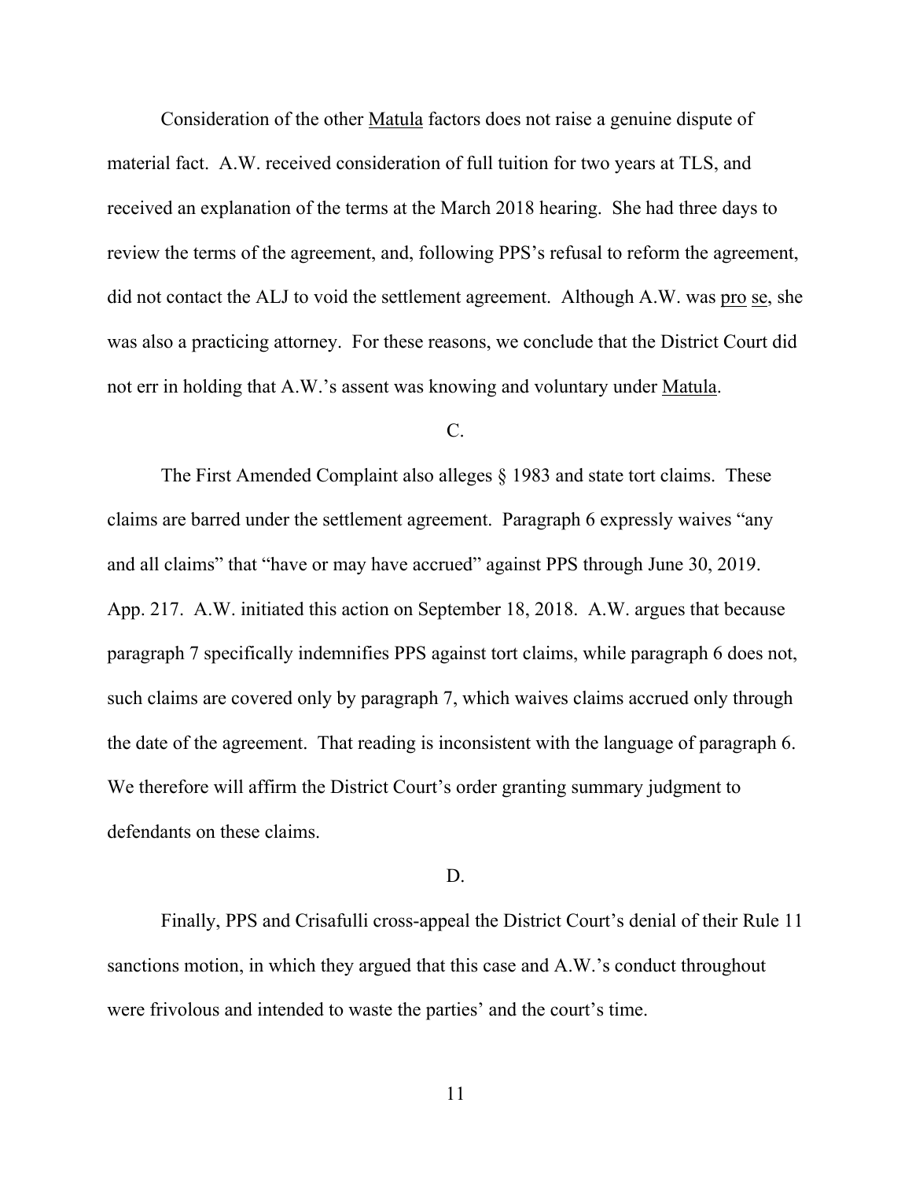Consideration of the other Matula factors does not raise a genuine dispute of material fact. A.W. received consideration of full tuition for two years at TLS, and received an explanation of the terms at the March 2018 hearing. She had three days to review the terms of the agreement, and, following PPS's refusal to reform the agreement, did not contact the ALJ to void the settlement agreement. Although A.W. was pro se, she was also a practicing attorney. For these reasons, we conclude that the District Court did not err in holding that A.W.'s assent was knowing and voluntary under Matula.

C.

The First Amended Complaint also alleges § 1983 and state tort claims. These claims are barred under the settlement agreement. Paragraph 6 expressly waives "any and all claims" that "have or may have accrued" against PPS through June 30, 2019. App. 217. A.W. initiated this action on September 18, 2018. A.W. argues that because paragraph 7 specifically indemnifies PPS against tort claims, while paragraph 6 does not, such claims are covered only by paragraph 7, which waives claims accrued only through the date of the agreement. That reading is inconsistent with the language of paragraph 6. We therefore will affirm the District Court's order granting summary judgment to defendants on these claims.

D.

Finally, PPS and Crisafulli cross-appeal the District Court's denial of their Rule 11 sanctions motion, in which they argued that this case and A.W.'s conduct throughout were frivolous and intended to waste the parties' and the court's time.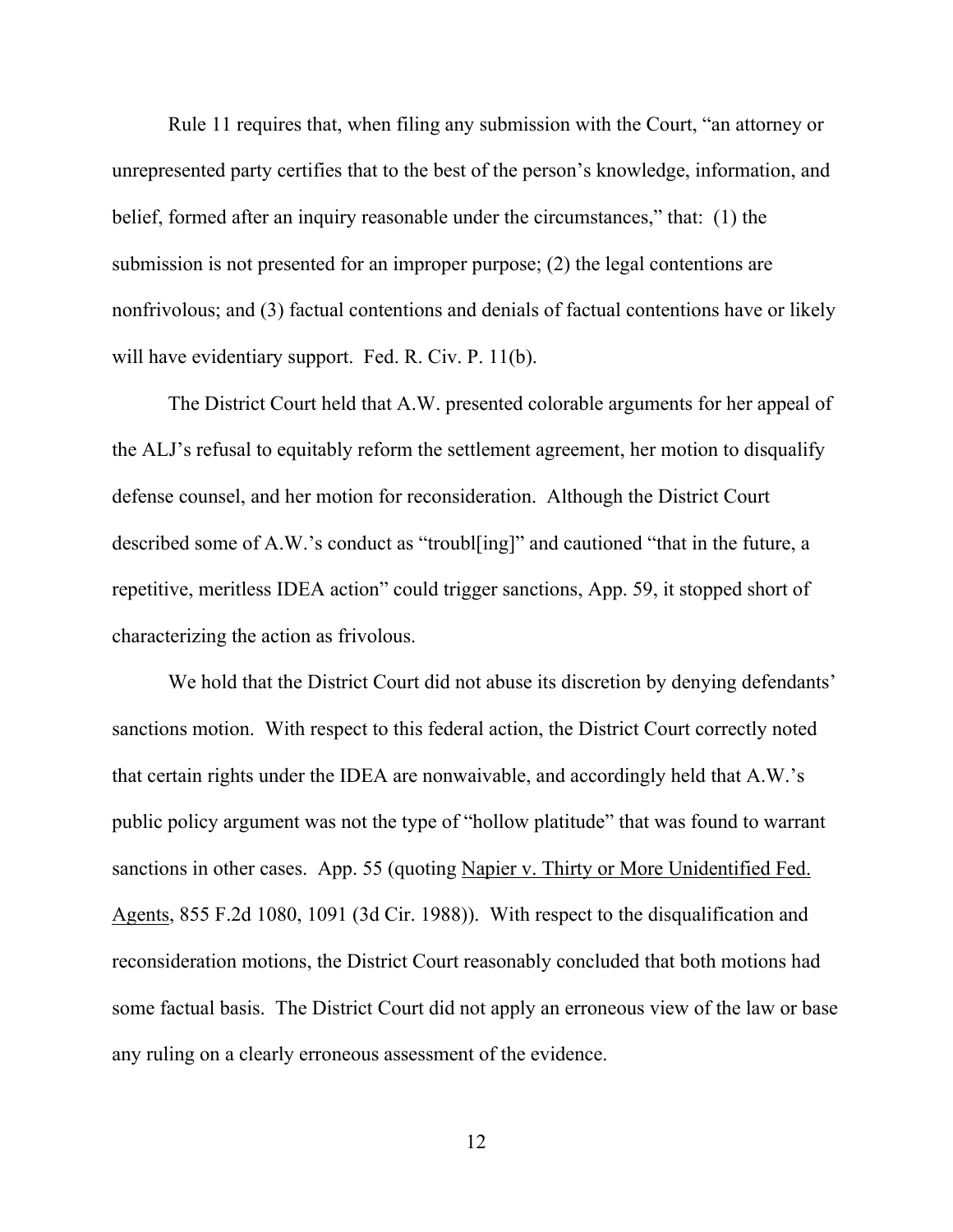Rule 11 requires that, when filing any submission with the Court, "an attorney or unrepresented party certifies that to the best of the person's knowledge, information, and belief, formed after an inquiry reasonable under the circumstances," that: (1) the submission is not presented for an improper purpose; (2) the legal contentions are nonfrivolous; and (3) factual contentions and denials of factual contentions have or likely will have evidentiary support. Fed. R. Civ. P. 11(b).

The District Court held that A.W. presented colorable arguments for her appeal of the ALJ's refusal to equitably reform the settlement agreement, her motion to disqualify defense counsel, and her motion for reconsideration. Although the District Court described some of A.W.'s conduct as "troubl[ing]" and cautioned "that in the future, a repetitive, meritless IDEA action" could trigger sanctions, App. 59, it stopped short of characterizing the action as frivolous.

We hold that the District Court did not abuse its discretion by denying defendants' sanctions motion. With respect to this federal action, the District Court correctly noted that certain rights under the IDEA are nonwaivable, and accordingly held that A.W.'s public policy argument was not the type of "hollow platitude" that was found to warrant sanctions in other cases. App. 55 (quoting Napier v. Thirty or More Unidentified Fed. Agents, 855 F.2d 1080, 1091 (3d Cir. 1988)). With respect to the disqualification and reconsideration motions, the District Court reasonably concluded that both motions had some factual basis. The District Court did not apply an erroneous view of the law or base any ruling on a clearly erroneous assessment of the evidence.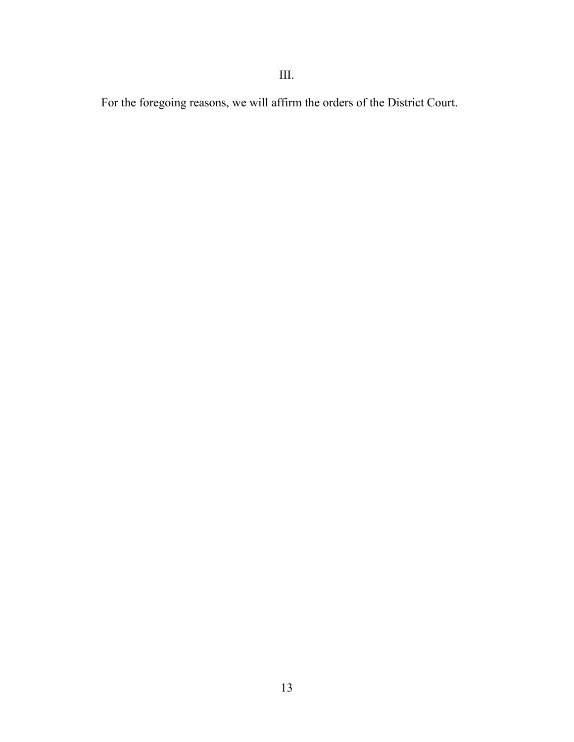## III.

For the foregoing reasons, we will affirm the orders of the District Court.